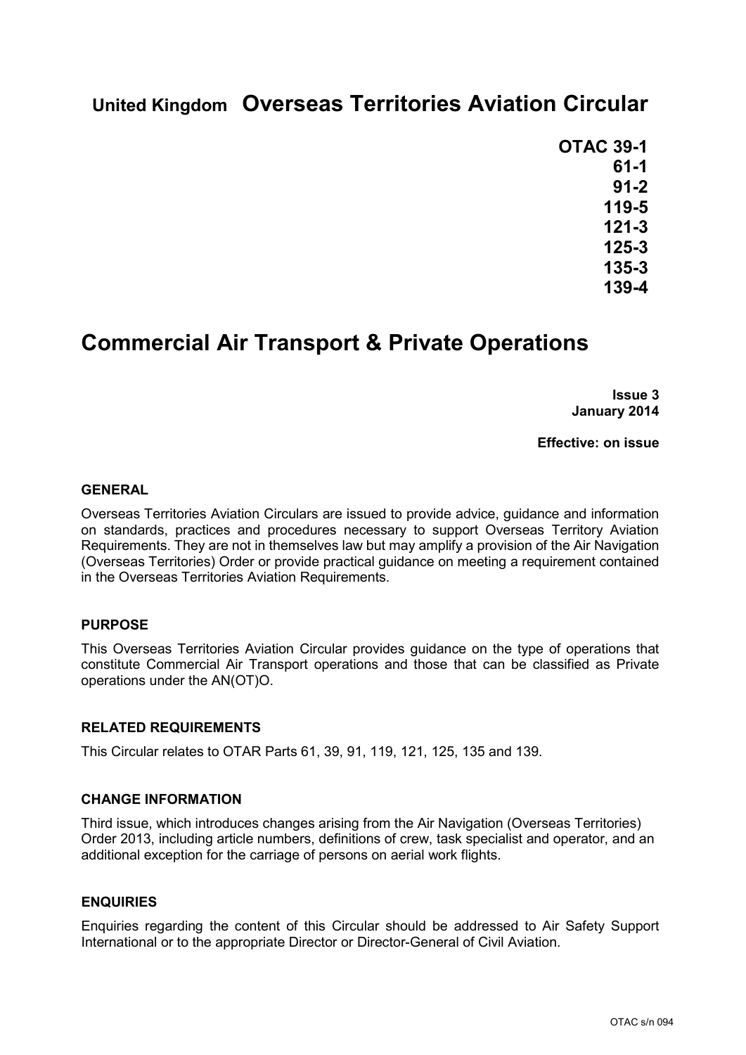**United Kingdom** **Overseas Territories Aviation Circular**

**OTAC 39-1**
**61-1**
**91-2**
**119-5**
**121-3**
**125-3**
**135-3**
**139-4**

# Commercial Air Transport & Private Operations

**Issue 3**
**January 2014**

**Effective: on issue**

## GENERAL

Overseas Territories Aviation Circulars are issued to provide advice, guidance and information on standards, practices and procedures necessary to support Overseas Territory Aviation Requirements. They are not in themselves law but may amplify a provision of the Air Navigation (Overseas Territories) Order or provide practical guidance on meeting a requirement contained in the Overseas Territories Aviation Requirements.

## PURPOSE

This Overseas Territories Aviation Circular provides guidance on the type of operations that constitute Commercial Air Transport operations and those that can be classified as Private operations under the AN(OT)O.

## RELATED REQUIREMENTS

This Circular relates to OTAR Parts 61, 39, 91, 119, 121, 125, 135 and 139.

## CHANGE INFORMATION

Third issue, which introduces changes arising from the Air Navigation (Overseas Territories) Order 2013, including article numbers, definitions of crew, task specialist and operator, and an additional exception for the carriage of persons on aerial work flights.

## ENQUIRIES

Enquiries regarding the content of this Circular should be addressed to Air Safety Support International or to the appropriate Director or Director-General of Civil Aviation.

OTAC s/n 094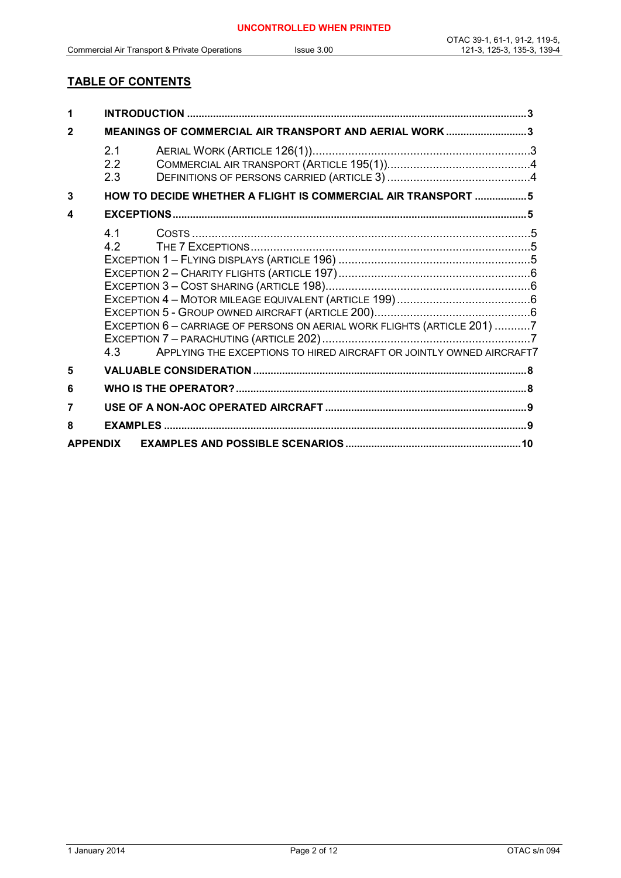## TABLE OF CONTENTS

**1 INTRODUCTION** .......... 3

**2 MEANINGS OF COMMERCIAL AIR TRANSPORT AND AERIAL WORK** .......... 3

- 2.1 AERIAL WORK (ARTICLE 126(1)) .......... 3
- 2.2 COMMERCIAL AIR TRANSPORT (ARTICLE 195(1)) .......... 4
- 2.3 DEFINITIONS OF PERSONS CARRIED (ARTICLE 3) .......... 4

**3 HOW TO DECIDE WHETHER A FLIGHT IS COMMERCIAL AIR TRANSPORT** .......... 5

**4 EXCEPTIONS** .......... 5

- 4.1 COSTS .......... 5
- 4.2 THE 7 EXCEPTIONS .......... 5
- EXCEPTION 1 – FLYING DISPLAYS (ARTICLE 196) .......... 5
- EXCEPTION 2 – CHARITY FLIGHTS (ARTICLE 197) .......... 6
- EXCEPTION 3 – COST SHARING (ARTICLE 198) .......... 6
- EXCEPTION 4 – MOTOR MILEAGE EQUIVALENT (ARTICLE 199) .......... 6
- EXCEPTION 5 - GROUP OWNED AIRCRAFT (ARTICLE 200) .......... 6
- EXCEPTION 6 – CARRIAGE OF PERSONS ON AERIAL WORK FLIGHTS (ARTICLE 201) .......... 7
- EXCEPTION 7 – PARACHUTING (ARTICLE 202) .......... 7
- 4.3 APPLYING THE EXCEPTIONS TO HIRED AIRCRAFT OR JOINTLY OWNED AIRCRAFT .......... 7

**5 VALUABLE CONSIDERATION** .......... 8

**6 WHO IS THE OPERATOR?** .......... 8

**7 USE OF A NON-AOC OPERATED AIRCRAFT** .......... 9

**8 EXAMPLES** .......... 9

**APPENDIX EXAMPLES AND POSSIBLE SCENARIOS** .......... 10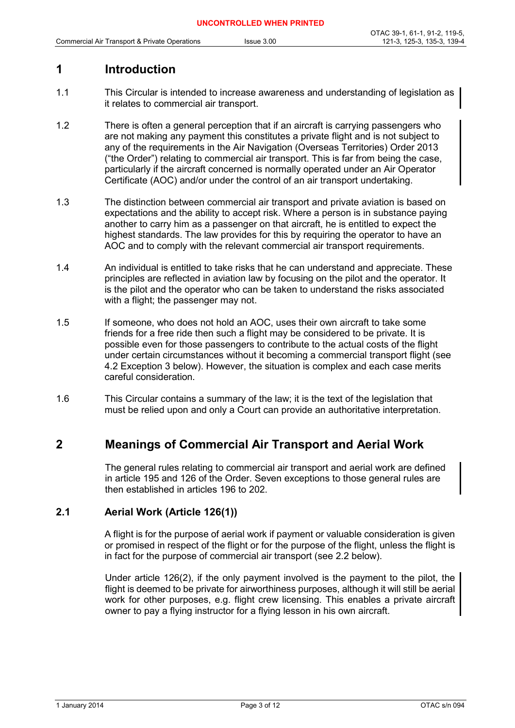# 1 Introduction

1.1 This Circular is intended to increase awareness and understanding of legislation as it relates to commercial air transport.

1.2 There is often a general perception that if an aircraft is carrying passengers who are not making any payment this constitutes a private flight and is not subject to any of the requirements in the Air Navigation (Overseas Territories) Order 2013 ("the Order") relating to commercial air transport. This is far from being the case, particularly if the aircraft concerned is normally operated under an Air Operator Certificate (AOC) and/or under the control of an air transport undertaking.

1.3 The distinction between commercial air transport and private aviation is based on expectations and the ability to accept risk. Where a person is in substance paying another to carry him as a passenger on that aircraft, he is entitled to expect the highest standards. The law provides for this by requiring the operator to have an AOC and to comply with the relevant commercial air transport requirements.

1.4 An individual is entitled to take risks that he can understand and appreciate. These principles are reflected in aviation law by focusing on the pilot and the operator. It is the pilot and the operator who can be taken to understand the risks associated with a flight; the passenger may not.

1.5 If someone, who does not hold an AOC, uses their own aircraft to take some friends for a free ride then such a flight may be considered to be private. It is possible even for those passengers to contribute to the actual costs of the flight under certain circumstances without it becoming a commercial transport flight (see 4.2 Exception 3 below). However, the situation is complex and each case merits careful consideration.

1.6 This Circular contains a summary of the law; it is the text of the legislation that must be relied upon and only a Court can provide an authoritative interpretation.

# 2 Meanings of Commercial Air Transport and Aerial Work

The general rules relating to commercial air transport and aerial work are defined in article 195 and 126 of the Order. Seven exceptions to those general rules are then established in articles 196 to 202.

## 2.1 Aerial Work (Article 126(1))

A flight is for the purpose of aerial work if payment or valuable consideration is given or promised in respect of the flight or for the purpose of the flight, unless the flight is in fact for the purpose of commercial air transport (see 2.2 below).

Under article 126(2), if the only payment involved is the payment to the pilot, the flight is deemed to be private for airworthiness purposes, although it will still be aerial work for other purposes, e.g. flight crew licensing. This enables a private aircraft owner to pay a flying instructor for a flying lesson in his own aircraft.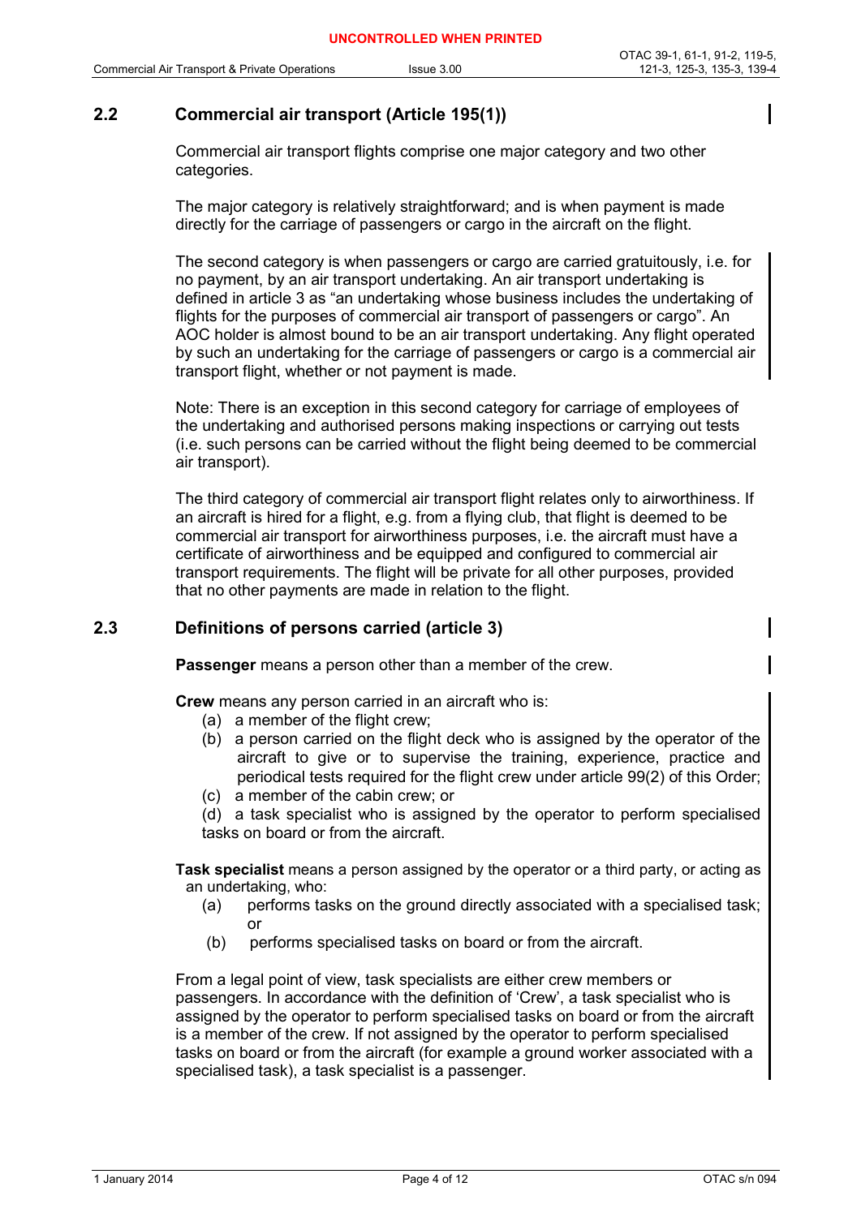## 2.2 Commercial air transport (Article 195(1))

Commercial air transport flights comprise one major category and two other categories.

The major category is relatively straightforward; and is when payment is made directly for the carriage of passengers or cargo in the aircraft on the flight.

The second category is when passengers or cargo are carried gratuitously, i.e. for no payment, by an air transport undertaking. An air transport undertaking is defined in article 3 as "an undertaking whose business includes the undertaking of flights for the purposes of commercial air transport of passengers or cargo". An AOC holder is almost bound to be an air transport undertaking. Any flight operated by such an undertaking for the carriage of passengers or cargo is a commercial air transport flight, whether or not payment is made.

Note: There is an exception in this second category for carriage of employees of the undertaking and authorised persons making inspections or carrying out tests (i.e. such persons can be carried without the flight being deemed to be commercial air transport).

The third category of commercial air transport flight relates only to airworthiness. If an aircraft is hired for a flight, e.g. from a flying club, that flight is deemed to be commercial air transport for airworthiness purposes, i.e. the aircraft must have a certificate of airworthiness and be equipped and configured to commercial air transport requirements. The flight will be private for all other purposes, provided that no other payments are made in relation to the flight.

## 2.3 Definitions of persons carried (article 3)

**Passenger** means a person other than a member of the crew.

**Crew** means any person carried in an aircraft who is:

(a) a member of the flight crew;

(b) a person carried on the flight deck who is assigned by the operator of the aircraft to give or to supervise the training, experience, practice and periodical tests required for the flight crew under article 99(2) of this Order;

(c) a member of the cabin crew; or

(d) a task specialist who is assigned by the operator to perform specialised tasks on board or from the aircraft.

**Task specialist** means a person assigned by the operator or a third party, or acting as an undertaking, who:

(a) performs tasks on the ground directly associated with a specialised task; or

(b) performs specialised tasks on board or from the aircraft.

From a legal point of view, task specialists are either crew members or passengers. In accordance with the definition of 'Crew', a task specialist who is assigned by the operator to perform specialised tasks on board or from the aircraft is a member of the crew. If not assigned by the operator to perform specialised tasks on board or from the aircraft (for example a ground worker associated with a specialised task), a task specialist is a passenger.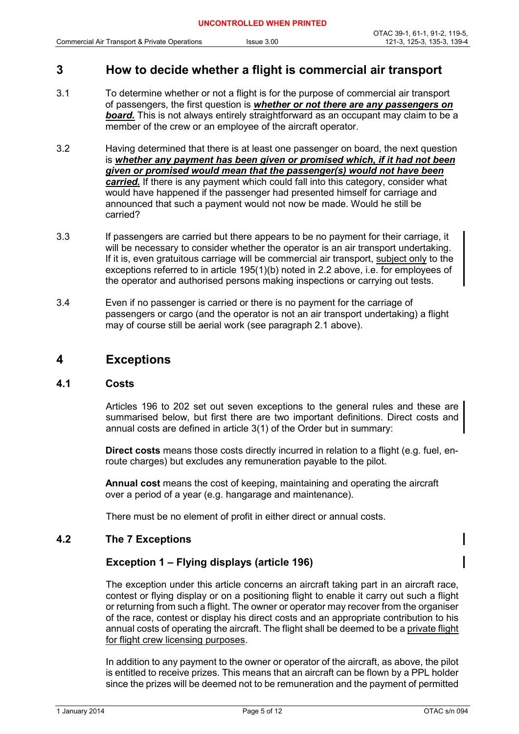# 3 How to decide whether a flight is commercial air transport

3.1 To determine whether or not a flight is for the purpose of commercial air transport of passengers, the first question is ***whether or not there are any passengers on board.*** This is not always entirely straightforward as an occupant may claim to be a member of the crew or an employee of the aircraft operator.

3.2 Having determined that there is at least one passenger on board, the next question is ***whether any payment has been given or promised which, if it had not been given or promised would mean that the passenger(s) would not have been carried.*** If there is any payment which could fall into this category, consider what would have happened if the passenger had presented himself for carriage and announced that such a payment would not now be made. Would he still be carried?

3.3 If passengers are carried but there appears to be no payment for their carriage, it will be necessary to consider whether the operator is an air transport undertaking. If it is, even gratuitous carriage will be commercial air transport, subject only to the exceptions referred to in article 195(1)(b) noted in 2.2 above, i.e. for employees of the operator and authorised persons making inspections or carrying out tests.

3.4 Even if no passenger is carried or there is no payment for the carriage of passengers or cargo (and the operator is not an air transport undertaking) a flight may of course still be aerial work (see paragraph 2.1 above).

# 4 Exceptions

## 4.1 Costs

Articles 196 to 202 set out seven exceptions to the general rules and these are summarised below, but first there are two important definitions. Direct costs and annual costs are defined in article 3(1) of the Order but in summary:

**Direct costs** means those costs directly incurred in relation to a flight (e.g. fuel, en-route charges) but excludes any remuneration payable to the pilot.

**Annual cost** means the cost of keeping, maintaining and operating the aircraft over a period of a year (e.g. hangarage and maintenance).

There must be no element of profit in either direct or annual costs.

## 4.2 The 7 Exceptions

### Exception 1 – Flying displays (article 196)

The exception under this article concerns an aircraft taking part in an aircraft race, contest or flying display or on a positioning flight to enable it carry out such a flight or returning from such a flight. The owner or operator may recover from the organiser of the race, contest or display his direct costs and an appropriate contribution to his annual costs of operating the aircraft. The flight shall be deemed to be a private flight for flight crew licensing purposes.

In addition to any payment to the owner or operator of the aircraft, as above, the pilot is entitled to receive prizes. This means that an aircraft can be flown by a PPL holder since the prizes will be deemed not to be remuneration and the payment of permitted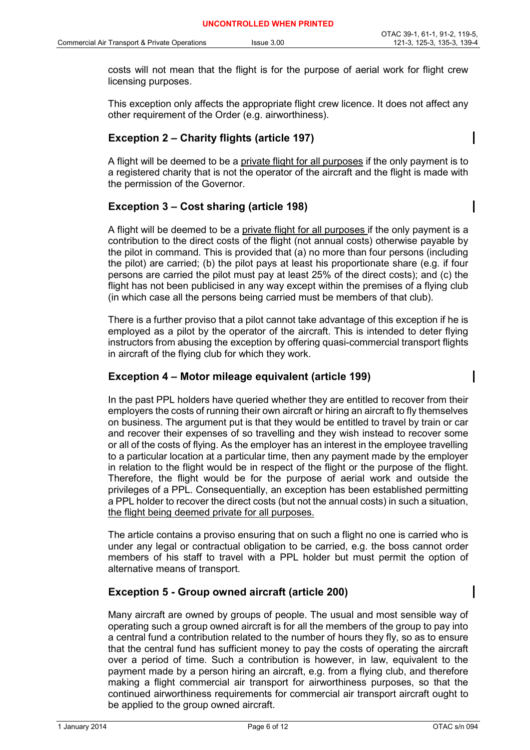costs will not mean that the flight is for the purpose of aerial work for flight crew licensing purposes.

This exception only affects the appropriate flight crew licence. It does not affect any other requirement of the Order (e.g. airworthiness).

### Exception 2 – Charity flights (article 197)

A flight will be deemed to be a <u>private flight for all purposes</u> if the only payment is to a registered charity that is not the operator of the aircraft and the flight is made with the permission of the Governor.

### Exception 3 – Cost sharing (article 198)

A flight will be deemed to be a <u>private flight for all purposes</u> if the only payment is a contribution to the direct costs of the flight (not annual costs) otherwise payable by the pilot in command. This is provided that (a) no more than four persons (including the pilot) are carried; (b) the pilot pays at least his proportionate share (e.g. if four persons are carried the pilot must pay at least 25% of the direct costs); and (c) the flight has not been publicised in any way except within the premises of a flying club (in which case all the persons being carried must be members of that club).

There is a further proviso that a pilot cannot take advantage of this exception if he is employed as a pilot by the operator of the aircraft. This is intended to deter flying instructors from abusing the exception by offering quasi-commercial transport flights in aircraft of the flying club for which they work.

### Exception 4 – Motor mileage equivalent (article 199)

In the past PPL holders have queried whether they are entitled to recover from their employers the costs of running their own aircraft or hiring an aircraft to fly themselves on business. The argument put is that they would be entitled to travel by train or car and recover their expenses of so travelling and they wish instead to recover some or all of the costs of flying. As the employer has an interest in the employee travelling to a particular location at a particular time, then any payment made by the employer in relation to the flight would be in respect of the flight or the purpose of the flight. Therefore, the flight would be for the purpose of aerial work and outside the privileges of a PPL. Consequentially, an exception has been established permitting a PPL holder to recover the direct costs (but not the annual costs) in such a situation, <u>the flight being deemed private for all purposes.</u>

The article contains a proviso ensuring that on such a flight no one is carried who is under any legal or contractual obligation to be carried, e.g. the boss cannot order members of his staff to travel with a PPL holder but must permit the option of alternative means of transport.

### Exception 5 - Group owned aircraft (article 200)

Many aircraft are owned by groups of people. The usual and most sensible way of operating such a group owned aircraft is for all the members of the group to pay into a central fund a contribution related to the number of hours they fly, so as to ensure that the central fund has sufficient money to pay the costs of operating the aircraft over a period of time. Such a contribution is however, in law, equivalent to the payment made by a person hiring an aircraft, e.g. from a flying club, and therefore making a flight commercial air transport for airworthiness purposes, so that the continued airworthiness requirements for commercial air transport aircraft ought to be applied to the group owned aircraft.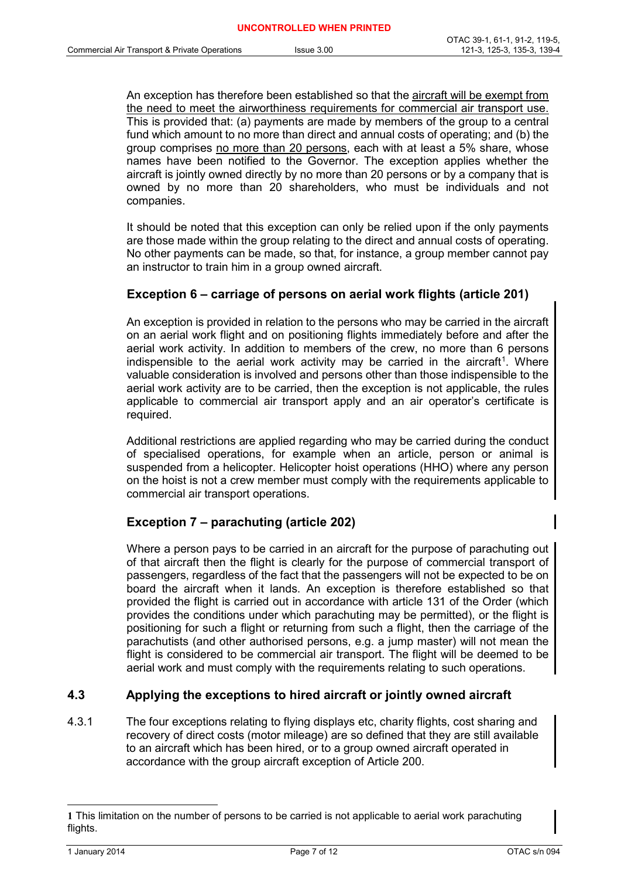An exception has therefore been established so that the aircraft will be exempt from the need to meet the airworthiness requirements for commercial air transport use. This is provided that: (a) payments are made by members of the group to a central fund which amount to no more than direct and annual costs of operating; and (b) the group comprises no more than 20 persons, each with at least a 5% share, whose names have been notified to the Governor. The exception applies whether the aircraft is jointly owned directly by no more than 20 persons or by a company that is owned by no more than 20 shareholders, who must be individuals and not companies.

It should be noted that this exception can only be relied upon if the only payments are those made within the group relating to the direct and annual costs of operating. No other payments can be made, so that, for instance, a group member cannot pay an instructor to train him in a group owned aircraft.

### Exception 6 – carriage of persons on aerial work flights (article 201)

An exception is provided in relation to the persons who may be carried in the aircraft on an aerial work flight and on positioning flights immediately before and after the aerial work activity. In addition to members of the crew, no more than 6 persons indispensible to the aerial work activity may be carried in the aircraft[1]. Where valuable consideration is involved and persons other than those indispensible to the aerial work activity are to be carried, then the exception is not applicable, the rules applicable to commercial air transport apply and an air operator's certificate is required.

Additional restrictions are applied regarding who may be carried during the conduct of specialised operations, for example when an article, person or animal is suspended from a helicopter. Helicopter hoist operations (HHO) where any person on the hoist is not a crew member must comply with the requirements applicable to commercial air transport operations.

### Exception 7 – parachuting (article 202)

Where a person pays to be carried in an aircraft for the purpose of parachuting out of that aircraft then the flight is clearly for the purpose of commercial transport of passengers, regardless of the fact that the passengers will not be expected to be on board the aircraft when it lands. An exception is therefore established so that provided the flight is carried out in accordance with article 131 of the Order (which provides the conditions under which parachuting may be permitted), or the flight is positioning for such a flight or returning from such a flight, then the carriage of the parachutists (and other authorised persons, e.g. a jump master) will not mean the flight is considered to be commercial air transport. The flight will be deemed to be aerial work and must comply with the requirements relating to such operations.

## 4.3 Applying the exceptions to hired aircraft or jointly owned aircraft

4.3.1 The four exceptions relating to flying displays etc, charity flights, cost sharing and recovery of direct costs (motor mileage) are so defined that they are still available to an aircraft which has been hired, or to a group owned aircraft operated in accordance with the group aircraft exception of Article 200.

---

[1] This limitation on the number of persons to be carried is not applicable to aerial work parachuting flights.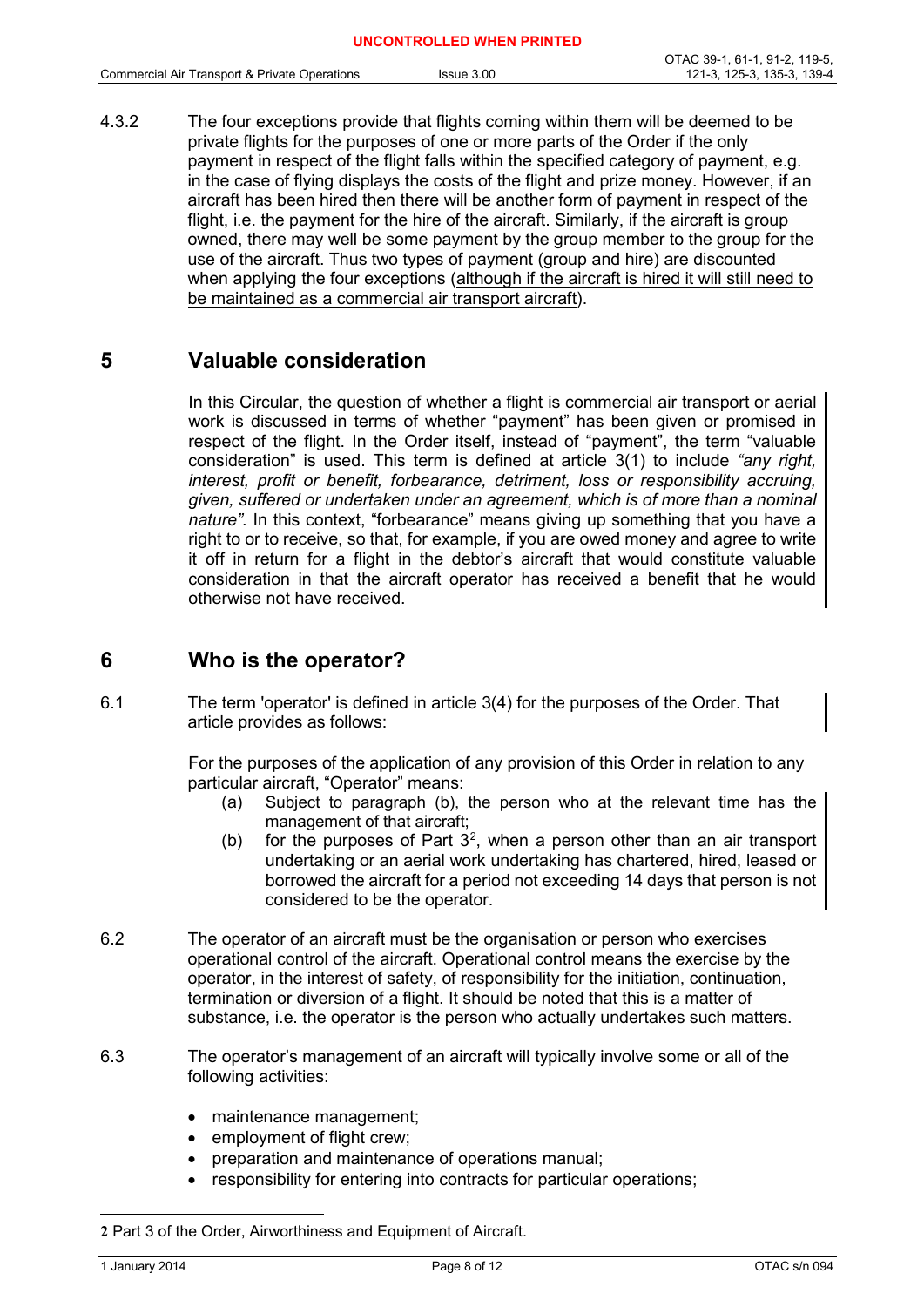4.3.2 The four exceptions provide that flights coming within them will be deemed to be private flights for the purposes of one or more parts of the Order if the only payment in respect of the flight falls within the specified category of payment, e.g. in the case of flying displays the costs of the flight and prize money. However, if an aircraft has been hired then there will be another form of payment in respect of the flight, i.e. the payment for the hire of the aircraft. Similarly, if the aircraft is group owned, there may well be some payment by the group member to the group for the use of the aircraft. Thus two types of payment (group and hire) are discounted when applying the four exceptions (<u>although if the aircraft is hired it will still need to be maintained as a commercial air transport aircraft</u>).

## 5 Valuable consideration

In this Circular, the question of whether a flight is commercial air transport or aerial work is discussed in terms of whether "payment" has been given or promised in respect of the flight. In the Order itself, instead of "payment", the term "valuable consideration" is used. This term is defined at article 3(1) to include *"any right, interest, profit or benefit, forbearance, detriment, loss or responsibility accruing, given, suffered or undertaken under an agreement, which is of more than a nominal nature".* In this context, "forbearance" means giving up something that you have a right to or to receive, so that, for example, if you are owed money and agree to write it off in return for a flight in the debtor's aircraft that would constitute valuable consideration in that the aircraft operator has received a benefit that he would otherwise not have received.

## 6 Who is the operator?

6.1 The term 'operator' is defined in article 3(4) for the purposes of the Order. That article provides as follows:

For the purposes of the application of any provision of this Order in relation to any particular aircraft, "Operator" means:

(a) Subject to paragraph (b), the person who at the relevant time has the management of that aircraft;

(b) for the purposes of Part 3[2], when a person other than an air transport undertaking or an aerial work undertaking has chartered, hired, leased or borrowed the aircraft for a period not exceeding 14 days that person is not considered to be the operator.

6.2 The operator of an aircraft must be the organisation or person who exercises operational control of the aircraft. Operational control means the exercise by the operator, in the interest of safety, of responsibility for the initiation, continuation, termination or diversion of a flight. It should be noted that this is a matter of substance, i.e. the operator is the person who actually undertakes such matters.

6.3 The operator's management of an aircraft will typically involve some or all of the following activities:

- maintenance management;
- employment of flight crew;
- preparation and maintenance of operations manual;
- responsibility for entering into contracts for particular operations;

---

**2** Part 3 of the Order, Airworthiness and Equipment of Aircraft.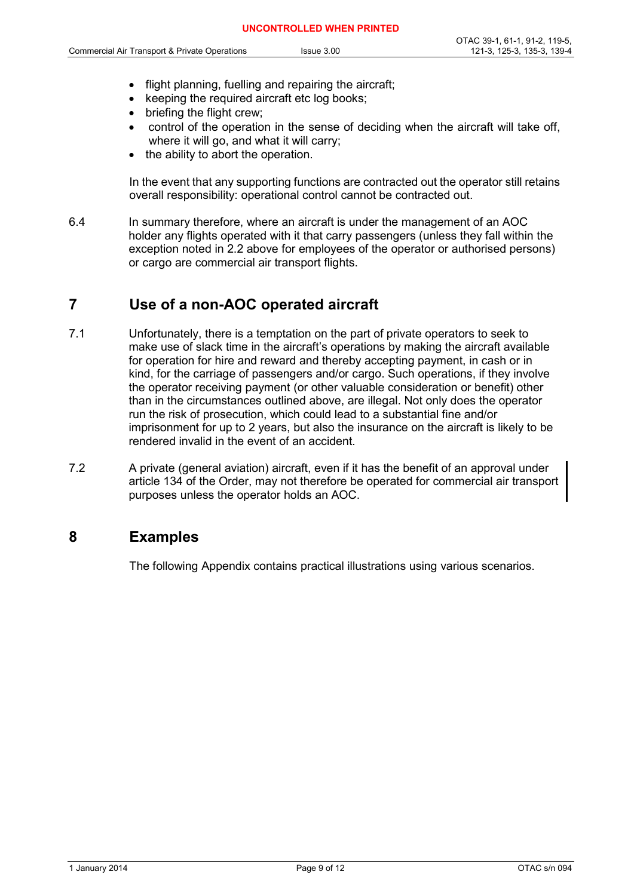- flight planning, fuelling and repairing the aircraft;
- keeping the required aircraft etc log books;
- briefing the flight crew;
- control of the operation in the sense of deciding when the aircraft will take off, where it will go, and what it will carry;
- the ability to abort the operation.

In the event that any supporting functions are contracted out the operator still retains overall responsibility: operational control cannot be contracted out.

6.4 In summary therefore, where an aircraft is under the management of an AOC holder any flights operated with it that carry passengers (unless they fall within the exception noted in 2.2 above for employees of the operator or authorised persons) or cargo are commercial air transport flights.

## 7 Use of a non-AOC operated aircraft

7.1 Unfortunately, there is a temptation on the part of private operators to seek to make use of slack time in the aircraft's operations by making the aircraft available for operation for hire and reward and thereby accepting payment, in cash or in kind, for the carriage of passengers and/or cargo. Such operations, if they involve the operator receiving payment (or other valuable consideration or benefit) other than in the circumstances outlined above, are illegal. Not only does the operator run the risk of prosecution, which could lead to a substantial fine and/or imprisonment for up to 2 years, but also the insurance on the aircraft is likely to be rendered invalid in the event of an accident.

7.2 A private (general aviation) aircraft, even if it has the benefit of an approval under article 134 of the Order, may not therefore be operated for commercial air transport purposes unless the operator holds an AOC.

## 8 Examples

The following Appendix contains practical illustrations using various scenarios.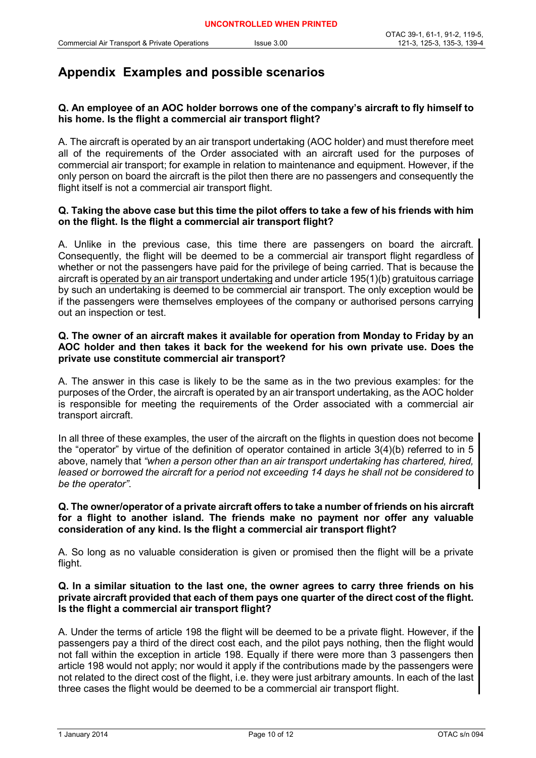# Appendix Examples and possible scenarios

**Q. An employee of an AOC holder borrows one of the company's aircraft to fly himself to his home. Is the flight a commercial air transport flight?**

A. The aircraft is operated by an air transport undertaking (AOC holder) and must therefore meet all of the requirements of the Order associated with an aircraft used for the purposes of commercial air transport; for example in relation to maintenance and equipment. However, if the only person on board the aircraft is the pilot then there are no passengers and consequently the flight itself is not a commercial air transport flight.

**Q. Taking the above case but this time the pilot offers to take a few of his friends with him on the flight. Is the flight a commercial air transport flight?**

A. Unlike in the previous case, this time there are passengers on board the aircraft. Consequently, the flight will be deemed to be a commercial air transport flight regardless of whether or not the passengers have paid for the privilege of being carried. That is because the aircraft is <u>operated by an air transport undertaking</u> and under article 195(1)(b) gratuitous carriage by such an undertaking is deemed to be commercial air transport. The only exception would be if the passengers were themselves employees of the company or authorised persons carrying out an inspection or test.

**Q. The owner of an aircraft makes it available for operation from Monday to Friday by an AOC holder and then takes it back for the weekend for his own private use. Does the private use constitute commercial air transport?**

A. The answer in this case is likely to be the same as in the two previous examples: for the purposes of the Order, the aircraft is operated by an air transport undertaking, as the AOC holder is responsible for meeting the requirements of the Order associated with a commercial air transport aircraft.

In all three of these examples, the user of the aircraft on the flights in question does not become the "operator" by virtue of the definition of operator contained in article 3(4)(b) referred to in 5 above, namely that *"when a person other than an air transport undertaking has chartered, hired, leased or borrowed the aircraft for a period not exceeding 14 days he shall not be considered to be the operator"*.

**Q. The owner/operator of a private aircraft offers to take a number of friends on his aircraft for a flight to another island. The friends make no payment nor offer any valuable consideration of any kind. Is the flight a commercial air transport flight?**

A. So long as no valuable consideration is given or promised then the flight will be a private flight.

**Q. In a similar situation to the last one, the owner agrees to carry three friends on his private aircraft provided that each of them pays one quarter of the direct cost of the flight. Is the flight a commercial air transport flight?**

A. Under the terms of article 198 the flight will be deemed to be a private flight. However, if the passengers pay a third of the direct cost each, and the pilot pays nothing, then the flight would not fall within the exception in article 198. Equally if there were more than 3 passengers then article 198 would not apply; nor would it apply if the contributions made by the passengers were not related to the direct cost of the flight, i.e. they were just arbitrary amounts. In each of the last three cases the flight would be deemed to be a commercial air transport flight.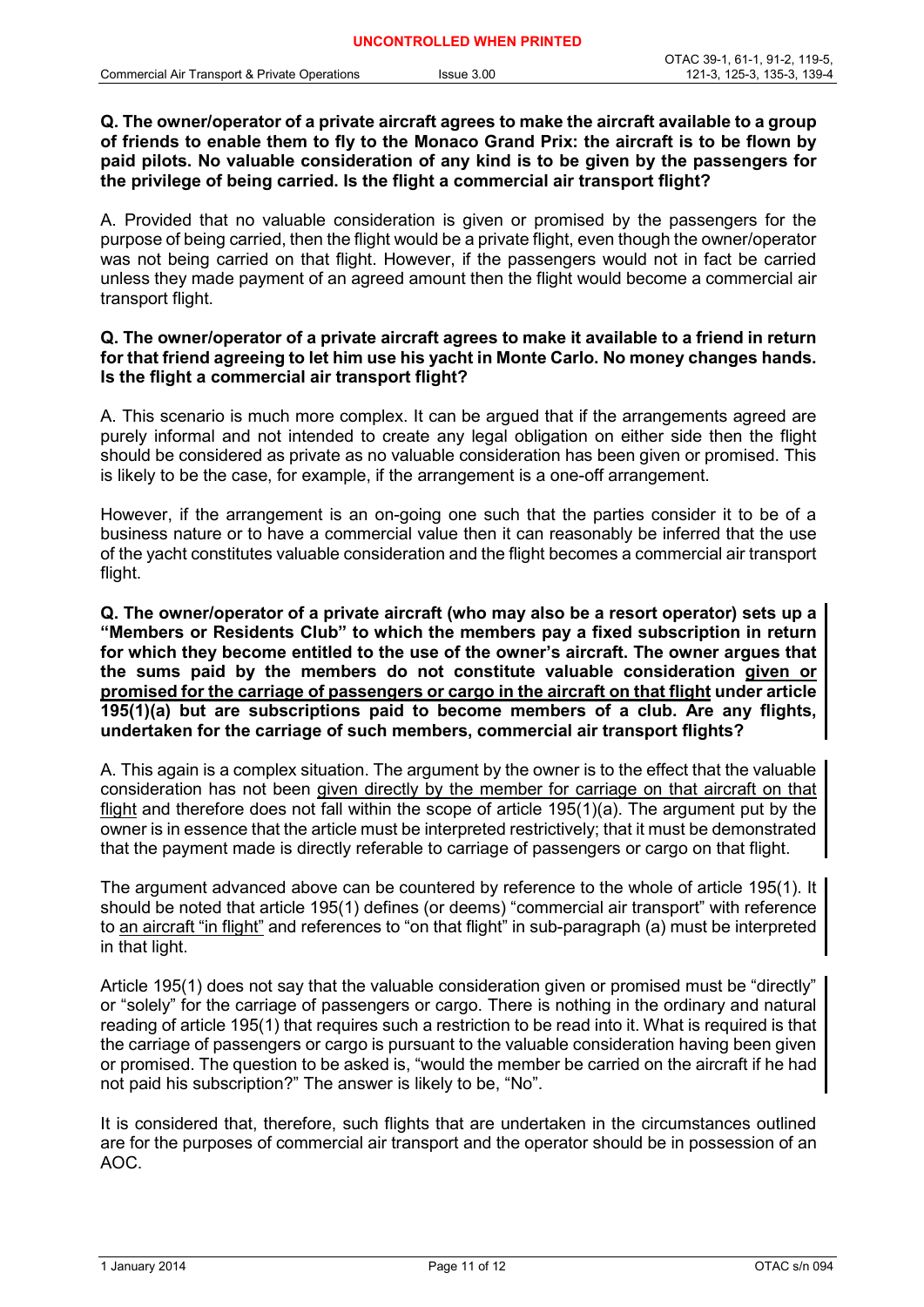**Q. The owner/operator of a private aircraft agrees to make the aircraft available to a group of friends to enable them to fly to the Monaco Grand Prix: the aircraft is to be flown by paid pilots. No valuable consideration of any kind is to be given by the passengers for the privilege of being carried. Is the flight a commercial air transport flight?**

A. Provided that no valuable consideration is given or promised by the passengers for the purpose of being carried, then the flight would be a private flight, even though the owner/operator was not being carried on that flight. However, if the passengers would not in fact be carried unless they made payment of an agreed amount then the flight would become a commercial air transport flight.

**Q. The owner/operator of a private aircraft agrees to make it available to a friend in return for that friend agreeing to let him use his yacht in Monte Carlo. No money changes hands. Is the flight a commercial air transport flight?**

A. This scenario is much more complex. It can be argued that if the arrangements agreed are purely informal and not intended to create any legal obligation on either side then the flight should be considered as private as no valuable consideration has been given or promised. This is likely to be the case, for example, if the arrangement is a one-off arrangement.

However, if the arrangement is an on-going one such that the parties consider it to be of a business nature or to have a commercial value then it can reasonably be inferred that the use of the yacht constitutes valuable consideration and the flight becomes a commercial air transport flight.

**Q. The owner/operator of a private aircraft (who may also be a resort operator) sets up a "Members or Residents Club" to which the members pay a fixed subscription in return for which they become entitled to the use of the owner's aircraft. The owner argues that the sums paid by the members do not constitute valuable consideration <u>given or promised for the carriage of passengers or cargo in the aircraft on that flight</u> under article 195(1)(a) but are subscriptions paid to become members of a club. Are any flights, undertaken for the carriage of such members, commercial air transport flights?**

A. This again is a complex situation. The argument by the owner is to the effect that the valuable consideration has not been <u>given directly by the member for carriage on that aircraft on that flight</u> and therefore does not fall within the scope of article 195(1)(a). The argument put by the owner is in essence that the article must be interpreted restrictively; that it must be demonstrated that the payment made is directly referable to carriage of passengers or cargo on that flight.

The argument advanced above can be countered by reference to the whole of article 195(1). It should be noted that article 195(1) defines (or deems) "commercial air transport" with reference to <u>an aircraft "in flight"</u> and references to "on that flight" in sub-paragraph (a) must be interpreted in that light.

Article 195(1) does not say that the valuable consideration given or promised must be "directly" or "solely" for the carriage of passengers or cargo. There is nothing in the ordinary and natural reading of article 195(1) that requires such a restriction to be read into it. What is required is that the carriage of passengers or cargo is pursuant to the valuable consideration having been given or promised. The question to be asked is, "would the member be carried on the aircraft if he had not paid his subscription?" The answer is likely to be, "No".

It is considered that, therefore, such flights that are undertaken in the circumstances outlined are for the purposes of commercial air transport and the operator should be in possession of an AOC.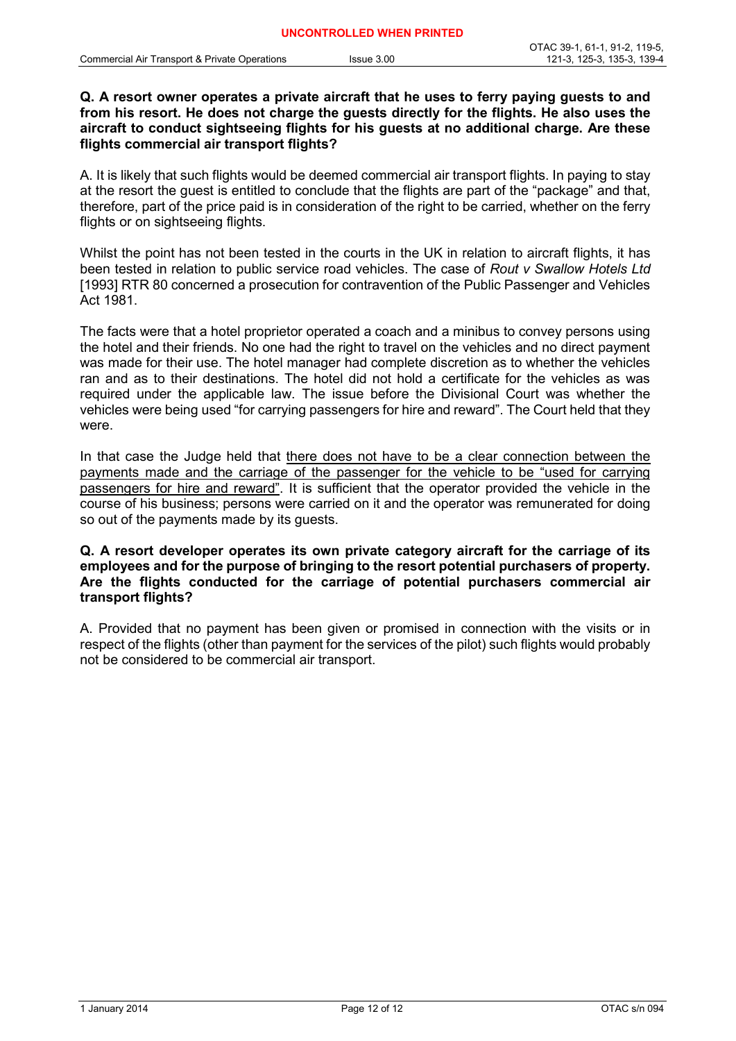**Q. A resort owner operates a private aircraft that he uses to ferry paying guests to and from his resort. He does not charge the guests directly for the flights. He also uses the aircraft to conduct sightseeing flights for his guests at no additional charge. Are these flights commercial air transport flights?**

A. It is likely that such flights would be deemed commercial air transport flights. In paying to stay at the resort the guest is entitled to conclude that the flights are part of the "package" and that, therefore, part of the price paid is in consideration of the right to be carried, whether on the ferry flights or on sightseeing flights.

Whilst the point has not been tested in the courts in the UK in relation to aircraft flights, it has been tested in relation to public service road vehicles. The case of *Rout v Swallow Hotels Ltd* [1993] RTR 80 concerned a prosecution for contravention of the Public Passenger and Vehicles Act 1981.

The facts were that a hotel proprietor operated a coach and a minibus to convey persons using the hotel and their friends. No one had the right to travel on the vehicles and no direct payment was made for their use. The hotel manager had complete discretion as to whether the vehicles ran and as to their destinations. The hotel did not hold a certificate for the vehicles as was required under the applicable law. The issue before the Divisional Court was whether the vehicles were being used "for carrying passengers for hire and reward". The Court held that they were.

In that case the Judge held that <u>there does not have to be a clear connection between the payments made and the carriage of the passenger for the vehicle to be "used for carrying passengers for hire and reward"</u>. It is sufficient that the operator provided the vehicle in the course of his business; persons were carried on it and the operator was remunerated for doing so out of the payments made by its guests.

**Q. A resort developer operates its own private category aircraft for the carriage of its employees and for the purpose of bringing to the resort potential purchasers of property. Are the flights conducted for the carriage of potential purchasers commercial air transport flights?**

A. Provided that no payment has been given or promised in connection with the visits or in respect of the flights (other than payment for the services of the pilot) such flights would probably not be considered to be commercial air transport.